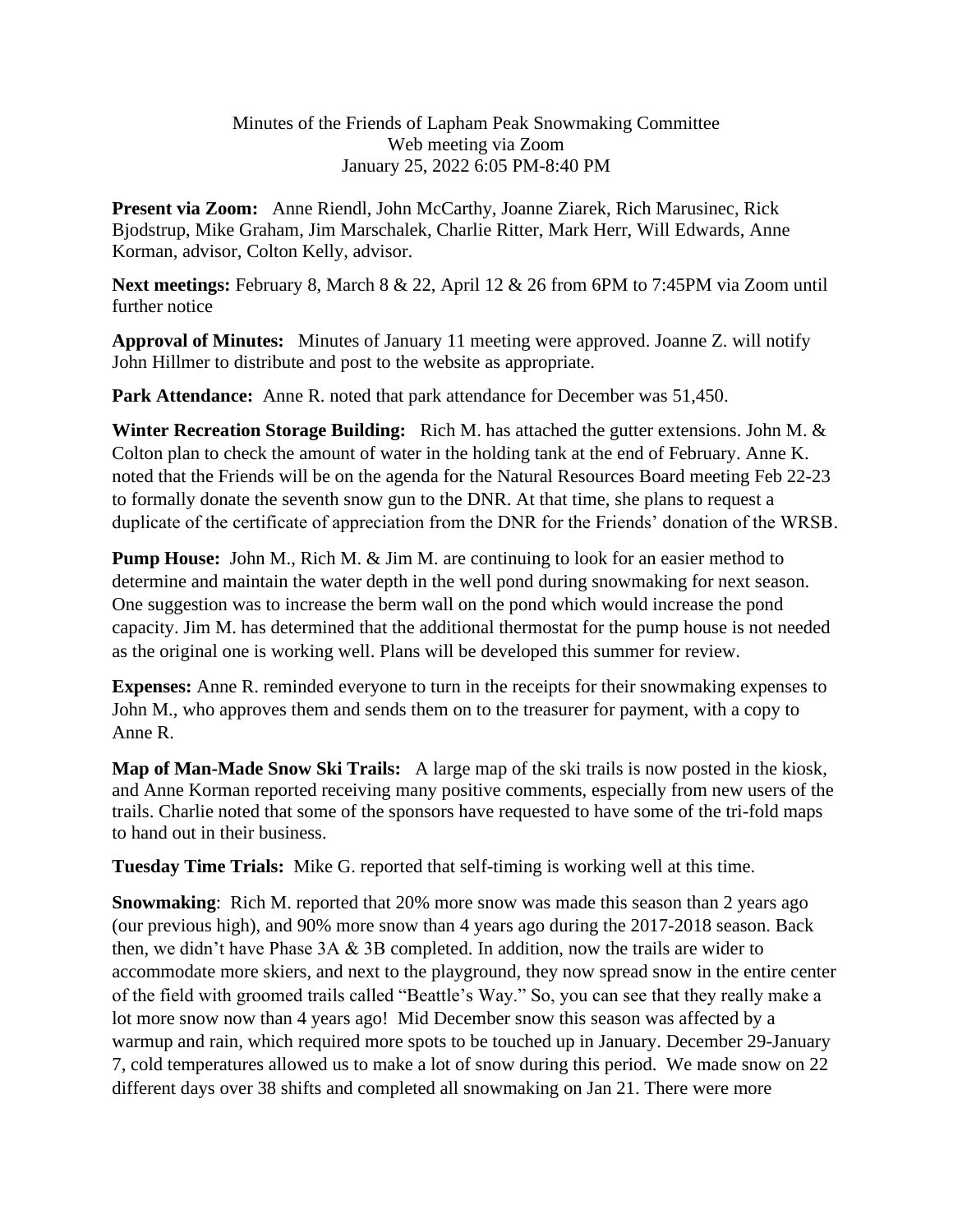Minutes of the Friends of Lapham Peak Snowmaking Committee
Web meeting via Zoom
January 25, 2022 6:05 PM-8:40 PM

**Present via Zoom:** Anne Riendl, John McCarthy, Joanne Ziarek, Rich Marusinec, Rick Bjodstrup, Mike Graham, Jim Marschalek, Charlie Ritter, Mark Herr, Will Edwards, Anne Korman, advisor, Colton Kelly, advisor.

**Next meetings:** February 8, March 8 & 22, April 12 & 26 from 6PM to 7:45PM via Zoom until further notice

**Approval of Minutes:** Minutes of January 11 meeting were approved. Joanne Z. will notify John Hillmer to distribute and post to the website as appropriate.

**Park Attendance:** Anne R. noted that park attendance for December was 51,450.

**Winter Recreation Storage Building:** Rich M. has attached the gutter extensions. John M. & Colton plan to check the amount of water in the holding tank at the end of February. Anne K. noted that the Friends will be on the agenda for the Natural Resources Board meeting Feb 22-23 to formally donate the seventh snow gun to the DNR. At that time, she plans to request a duplicate of the certificate of appreciation from the DNR for the Friends' donation of the WRSB.

**Pump House:** John M., Rich M. & Jim M. are continuing to look for an easier method to determine and maintain the water depth in the well pond during snowmaking for next season. One suggestion was to increase the berm wall on the pond which would increase the pond capacity. Jim M. has determined that the additional thermostat for the pump house is not needed as the original one is working well. Plans will be developed this summer for review.

**Expenses:** Anne R. reminded everyone to turn in the receipts for their snowmaking expenses to John M., who approves them and sends them on to the treasurer for payment, with a copy to Anne R.

**Map of Man-Made Snow Ski Trails:** A large map of the ski trails is now posted in the kiosk, and Anne Korman reported receiving many positive comments, especially from new users of the trails. Charlie noted that some of the sponsors have requested to have some of the tri-fold maps to hand out in their business.

**Tuesday Time Trials:** Mike G. reported that self-timing is working well at this time.

**Snowmaking**: Rich M. reported that 20% more snow was made this season than 2 years ago (our previous high), and 90% more snow than 4 years ago during the 2017-2018 season. Back then, we didn't have Phase 3A & 3B completed. In addition, now the trails are wider to accommodate more skiers, and next to the playground, they now spread snow in the entire center of the field with groomed trails called "Beattle's Way." So, you can see that they really make a lot more snow now than 4 years ago! Mid December snow this season was affected by a warmup and rain, which required more spots to be touched up in January. December 29-January 7, cold temperatures allowed us to make a lot of snow during this period. We made snow on 22 different days over 38 shifts and completed all snowmaking on Jan 21. There were more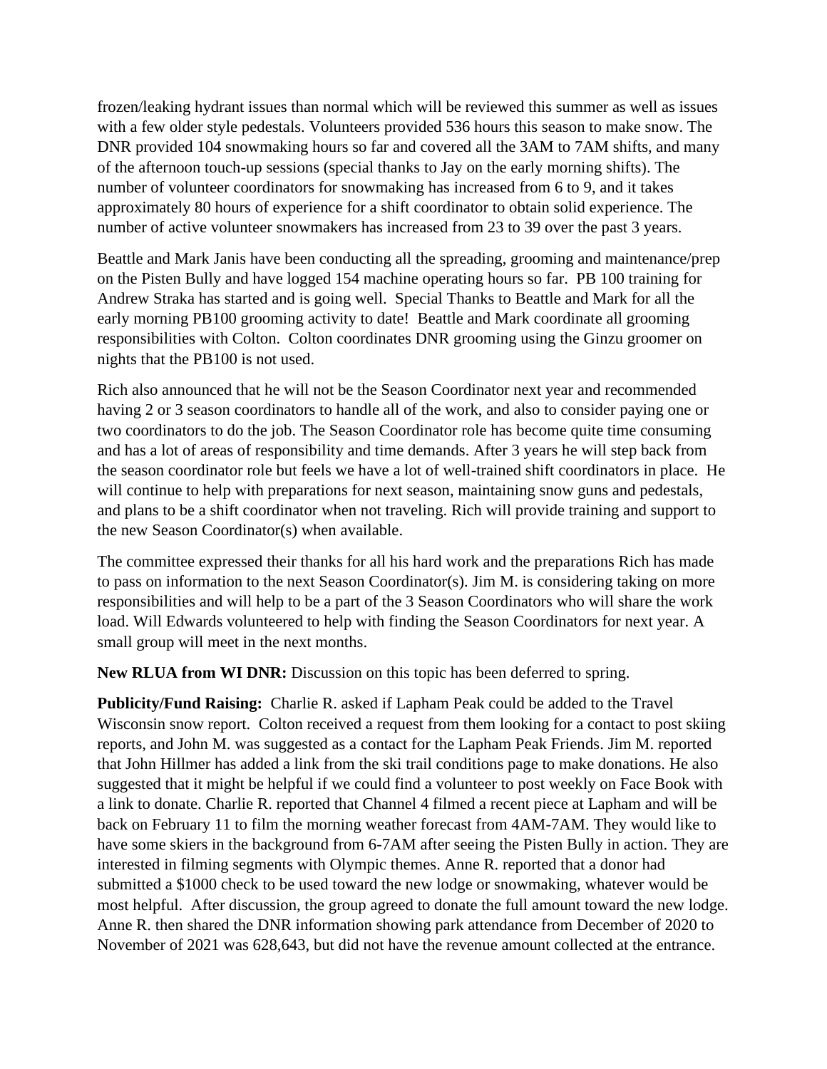frozen/leaking hydrant issues than normal which will be reviewed this summer as well as issues with a few older style pedestals. Volunteers provided 536 hours this season to make snow. The DNR provided 104 snowmaking hours so far and covered all the 3AM to 7AM shifts, and many of the afternoon touch-up sessions (special thanks to Jay on the early morning shifts). The number of volunteer coordinators for snowmaking has increased from 6 to 9, and it takes approximately 80 hours of experience for a shift coordinator to obtain solid experience. The number of active volunteer snowmakers has increased from 23 to 39 over the past 3 years.

Beattle and Mark Janis have been conducting all the spreading, grooming and maintenance/prep on the Pisten Bully and have logged 154 machine operating hours so far. PB 100 training for Andrew Straka has started and is going well. Special Thanks to Beattle and Mark for all the early morning PB100 grooming activity to date! Beattle and Mark coordinate all grooming responsibilities with Colton. Colton coordinates DNR grooming using the Ginzu groomer on nights that the PB100 is not used.

Rich also announced that he will not be the Season Coordinator next year and recommended having 2 or 3 season coordinators to handle all of the work, and also to consider paying one or two coordinators to do the job. The Season Coordinator role has become quite time consuming and has a lot of areas of responsibility and time demands. After 3 years he will step back from the season coordinator role but feels we have a lot of well-trained shift coordinators in place. He will continue to help with preparations for next season, maintaining snow guns and pedestals, and plans to be a shift coordinator when not traveling. Rich will provide training and support to the new Season Coordinator(s) when available.

The committee expressed their thanks for all his hard work and the preparations Rich has made to pass on information to the next Season Coordinator(s). Jim M. is considering taking on more responsibilities and will help to be a part of the 3 Season Coordinators who will share the work load. Will Edwards volunteered to help with finding the Season Coordinators for next year. A small group will meet in the next months.

**New RLUA from WI DNR:** Discussion on this topic has been deferred to spring.

**Publicity/Fund Raising:** Charlie R. asked if Lapham Peak could be added to the Travel Wisconsin snow report. Colton received a request from them looking for a contact to post skiing reports, and John M. was suggested as a contact for the Lapham Peak Friends. Jim M. reported that John Hillmer has added a link from the ski trail conditions page to make donations. He also suggested that it might be helpful if we could find a volunteer to post weekly on Face Book with a link to donate. Charlie R. reported that Channel 4 filmed a recent piece at Lapham and will be back on February 11 to film the morning weather forecast from 4AM-7AM. They would like to have some skiers in the background from 6-7AM after seeing the Pisten Bully in action. They are interested in filming segments with Olympic themes. Anne R. reported that a donor had submitted a $1000 check to be used toward the new lodge or snowmaking, whatever would be most helpful. After discussion, the group agreed to donate the full amount toward the new lodge. Anne R. then shared the DNR information showing park attendance from December of 2020 to November of 2021 was 628,643, but did not have the revenue amount collected at the entrance.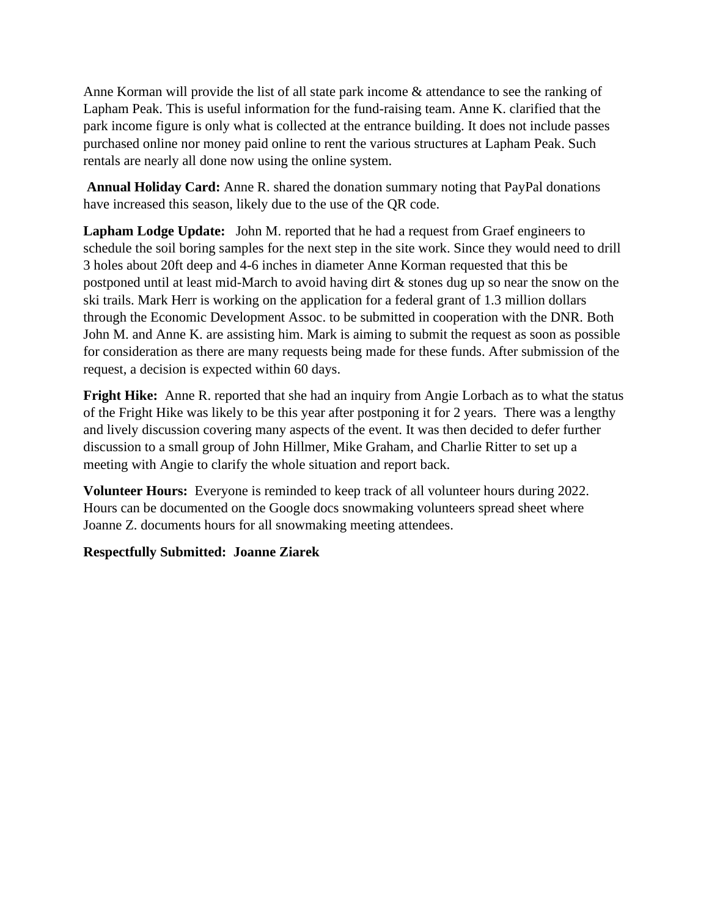Anne Korman will provide the list of all state park income & attendance to see the ranking of Lapham Peak. This is useful information for the fund-raising team. Anne K. clarified that the park income figure is only what is collected at the entrance building. It does not include passes purchased online nor money paid online to rent the various structures at Lapham Peak. Such rentals are nearly all done now using the online system.

**Annual Holiday Card:** Anne R. shared the donation summary noting that PayPal donations have increased this season, likely due to the use of the QR code.

**Lapham Lodge Update:** John M. reported that he had a request from Graef engineers to schedule the soil boring samples for the next step in the site work. Since they would need to drill 3 holes about 20ft deep and 4-6 inches in diameter Anne Korman requested that this be postponed until at least mid-March to avoid having dirt & stones dug up so near the snow on the ski trails. Mark Herr is working on the application for a federal grant of 1.3 million dollars through the Economic Development Assoc. to be submitted in cooperation with the DNR. Both John M. and Anne K. are assisting him. Mark is aiming to submit the request as soon as possible for consideration as there are many requests being made for these funds. After submission of the request, a decision is expected within 60 days.

**Fright Hike:** Anne R. reported that she had an inquiry from Angie Lorbach as to what the status of the Fright Hike was likely to be this year after postponing it for 2 years. There was a lengthy and lively discussion covering many aspects of the event. It was then decided to defer further discussion to a small group of John Hillmer, Mike Graham, and Charlie Ritter to set up a meeting with Angie to clarify the whole situation and report back.

**Volunteer Hours:** Everyone is reminded to keep track of all volunteer hours during 2022. Hours can be documented on the Google docs snowmaking volunteers spread sheet where Joanne Z. documents hours for all snowmaking meeting attendees.

**Respectfully Submitted: Joanne Ziarek**